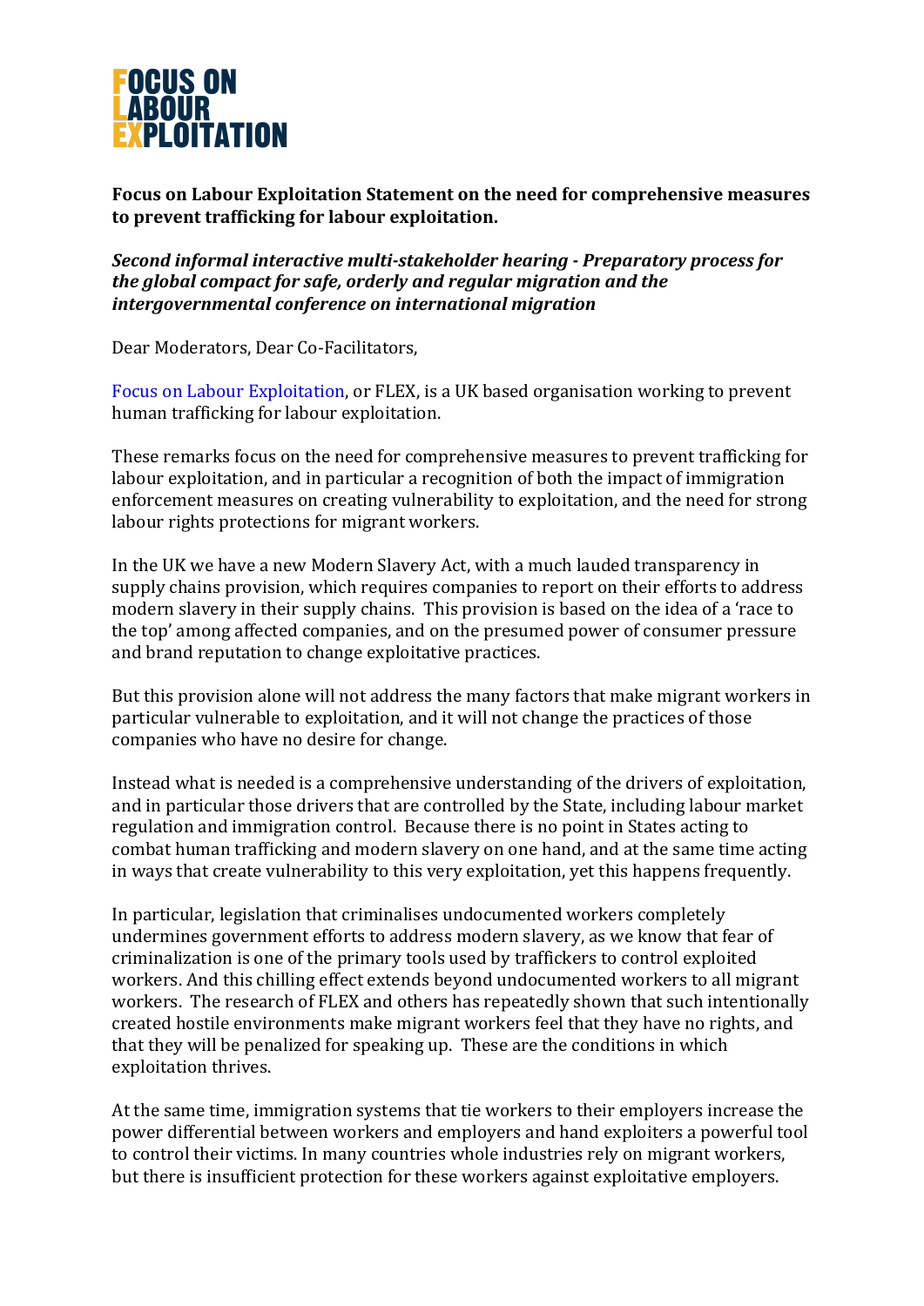**FOCUS ON LABOUR EXPLOITATION**

**Focus on Labour Exploitation Statement on the need for comprehensive measures to prevent trafficking for labour exploitation.**

***Second informal interactive multi-stakeholder hearing - Preparatory process for the global compact for safe, orderly and regular migration and the intergovernmental conference on international migration***

Dear Moderators, Dear Co-Facilitators,

Focus on Labour Exploitation, or FLEX, is a UK based organisation working to prevent human trafficking for labour exploitation.

These remarks focus on the need for comprehensive measures to prevent trafficking for labour exploitation, and in particular a recognition of both the impact of immigration enforcement measures on creating vulnerability to exploitation, and the need for strong labour rights protections for migrant workers.

In the UK we have a new Modern Slavery Act, with a much lauded transparency in supply chains provision, which requires companies to report on their efforts to address modern slavery in their supply chains. This provision is based on the idea of a 'race to the top' among affected companies, and on the presumed power of consumer pressure and brand reputation to change exploitative practices.

But this provision alone will not address the many factors that make migrant workers in particular vulnerable to exploitation, and it will not change the practices of those companies who have no desire for change.

Instead what is needed is a comprehensive understanding of the drivers of exploitation, and in particular those drivers that are controlled by the State, including labour market regulation and immigration control. Because there is no point in States acting to combat human trafficking and modern slavery on one hand, and at the same time acting in ways that create vulnerability to this very exploitation, yet this happens frequently.

In particular, legislation that criminalises undocumented workers completely undermines government efforts to address modern slavery, as we know that fear of criminalization is one of the primary tools used by traffickers to control exploited workers. And this chilling effect extends beyond undocumented workers to all migrant workers. The research of FLEX and others has repeatedly shown that such intentionally created hostile environments make migrant workers feel that they have no rights, and that they will be penalized for speaking up. These are the conditions in which exploitation thrives.

At the same time, immigration systems that tie workers to their employers increase the power differential between workers and employers and hand exploiters a powerful tool to control their victims. In many countries whole industries rely on migrant workers, but there is insufficient protection for these workers against exploitative employers.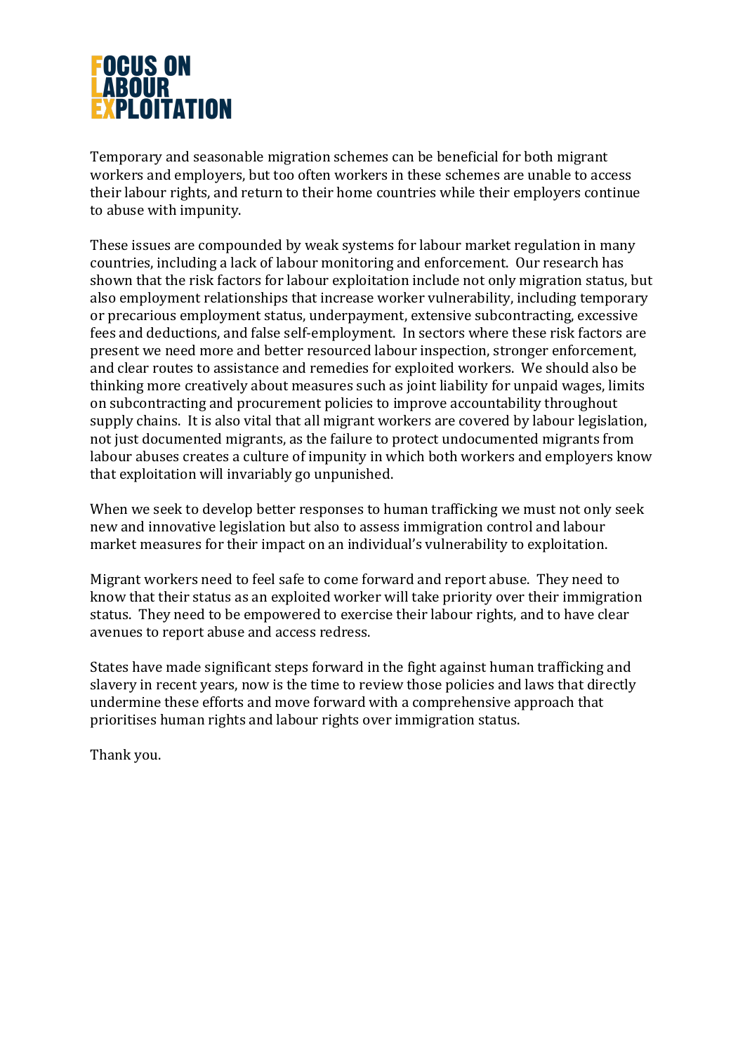**FOCUS ON LABOUR EXPLOITATION**

Temporary and seasonable migration schemes can be beneficial for both migrant workers and employers, but too often workers in these schemes are unable to access their labour rights, and return to their home countries while their employers continue to abuse with impunity.

These issues are compounded by weak systems for labour market regulation in many countries, including a lack of labour monitoring and enforcement. Our research has shown that the risk factors for labour exploitation include not only migration status, but also employment relationships that increase worker vulnerability, including temporary or precarious employment status, underpayment, extensive subcontracting, excessive fees and deductions, and false self-employment. In sectors where these risk factors are present we need more and better resourced labour inspection, stronger enforcement, and clear routes to assistance and remedies for exploited workers. We should also be thinking more creatively about measures such as joint liability for unpaid wages, limits on subcontracting and procurement policies to improve accountability throughout supply chains. It is also vital that all migrant workers are covered by labour legislation, not just documented migrants, as the failure to protect undocumented migrants from labour abuses creates a culture of impunity in which both workers and employers know that exploitation will invariably go unpunished.

When we seek to develop better responses to human trafficking we must not only seek new and innovative legislation but also to assess immigration control and labour market measures for their impact on an individual's vulnerability to exploitation.

Migrant workers need to feel safe to come forward and report abuse. They need to know that their status as an exploited worker will take priority over their immigration status. They need to be empowered to exercise their labour rights, and to have clear avenues to report abuse and access redress.

States have made significant steps forward in the fight against human trafficking and slavery in recent years, now is the time to review those policies and laws that directly undermine these efforts and move forward with a comprehensive approach that prioritises human rights and labour rights over immigration status.

Thank you.